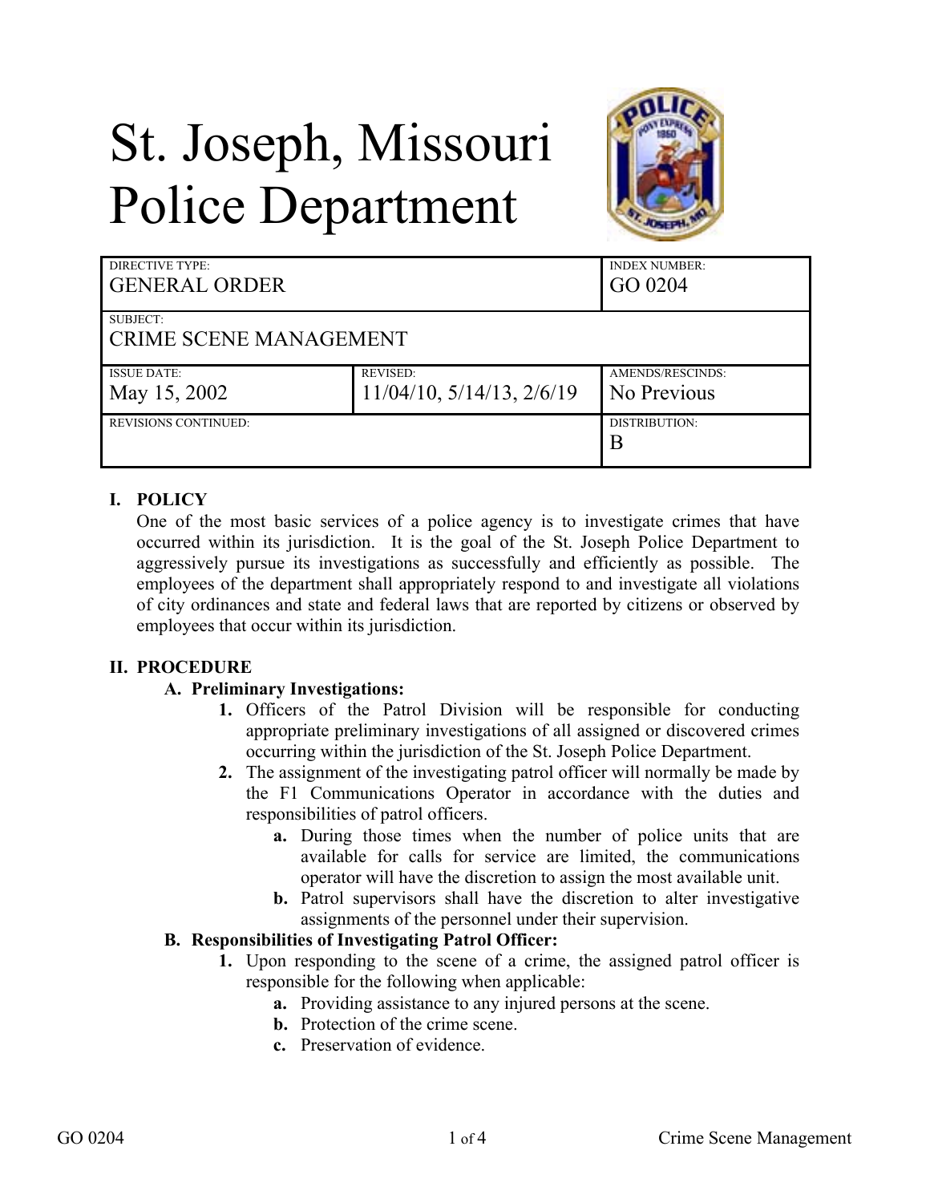# St. Joseph, Missouri Police Department

| DIRECTIVE TYPE: GENERAL ORDER | | INDEX NUMBER: GO 0204 |
|---|---|---|
| SUBJECT: CRIME SCENE MANAGEMENT | | |
| ISSUE DATE: May 15, 2002 | REVISED: 11/04/10, 5/14/13, 2/6/19 | AMENDS/RESCINDS: No Previous |
| REVISIONS CONTINUED: | | DISTRIBUTION: B |

## I. POLICY

One of the most basic services of a police agency is to investigate crimes that have occurred within its jurisdiction. It is the goal of the St. Joseph Police Department to aggressively pursue its investigations as successfully and efficiently as possible. The employees of the department shall appropriately respond to and investigate all violations of city ordinances and state and federal laws that are reported by citizens or observed by employees that occur within its jurisdiction.

## II. PROCEDURE

### A. Preliminary Investigations:

1. Officers of the Patrol Division will be responsible for conducting appropriate preliminary investigations of all assigned or discovered crimes occurring within the jurisdiction of the St. Joseph Police Department.
2. The assignment of the investigating patrol officer will normally be made by the F1 Communications Operator in accordance with the duties and responsibilities of patrol officers.
   - **a.** During those times when the number of police units that are available for calls for service are limited, the communications operator will have the discretion to assign the most available unit.
   - **b.** Patrol supervisors shall have the discretion to alter investigative assignments of the personnel under their supervision.

### B. Responsibilities of Investigating Patrol Officer:

1. Upon responding to the scene of a crime, the assigned patrol officer is responsible for the following when applicable:
   - **a.** Providing assistance to any injured persons at the scene.
   - **b.** Protection of the crime scene.
   - **c.** Preservation of evidence.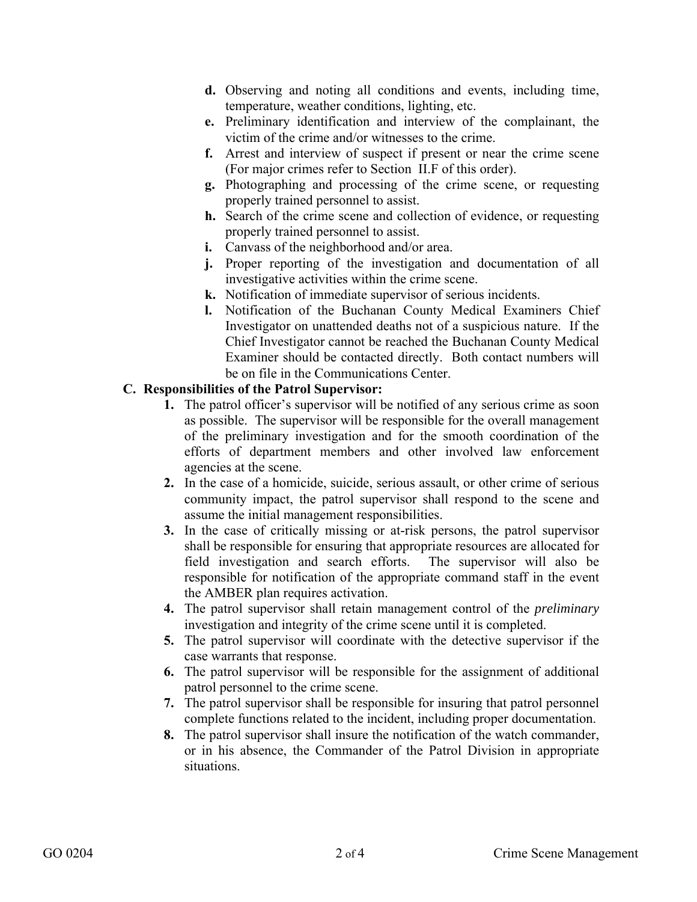- **d.** Observing and noting all conditions and events, including time, temperature, weather conditions, lighting, etc.
- **e.** Preliminary identification and interview of the complainant, the victim of the crime and/or witnesses to the crime.
- **f.** Arrest and interview of suspect if present or near the crime scene (For major crimes refer to Section II.F of this order).
- **g.** Photographing and processing of the crime scene, or requesting properly trained personnel to assist.
- **h.** Search of the crime scene and collection of evidence, or requesting properly trained personnel to assist.
- **i.** Canvass of the neighborhood and/or area.
- **j.** Proper reporting of the investigation and documentation of all investigative activities within the crime scene.
- **k.** Notification of immediate supervisor of serious incidents.
- **l.** Notification of the Buchanan County Medical Examiners Chief Investigator on unattended deaths not of a suspicious nature. If the Chief Investigator cannot be reached the Buchanan County Medical Examiner should be contacted directly. Both contact numbers will be on file in the Communications Center.

**C. Responsibilities of the Patrol Supervisor:**

1. The patrol officer's supervisor will be notified of any serious crime as soon as possible. The supervisor will be responsible for the overall management of the preliminary investigation and for the smooth coordination of the efforts of department members and other involved law enforcement agencies at the scene.
2. In the case of a homicide, suicide, serious assault, or other crime of serious community impact, the patrol supervisor shall respond to the scene and assume the initial management responsibilities.
3. In the case of critically missing or at-risk persons, the patrol supervisor shall be responsible for ensuring that appropriate resources are allocated for field investigation and search efforts. The supervisor will also be responsible for notification of the appropriate command staff in the event the AMBER plan requires activation.
4. The patrol supervisor shall retain management control of the *preliminary* investigation and integrity of the crime scene until it is completed.
5. The patrol supervisor will coordinate with the detective supervisor if the case warrants that response.
6. The patrol supervisor will be responsible for the assignment of additional patrol personnel to the crime scene.
7. The patrol supervisor shall be responsible for insuring that patrol personnel complete functions related to the incident, including proper documentation.
8. The patrol supervisor shall insure the notification of the watch commander, or in his absence, the Commander of the Patrol Division in appropriate situations.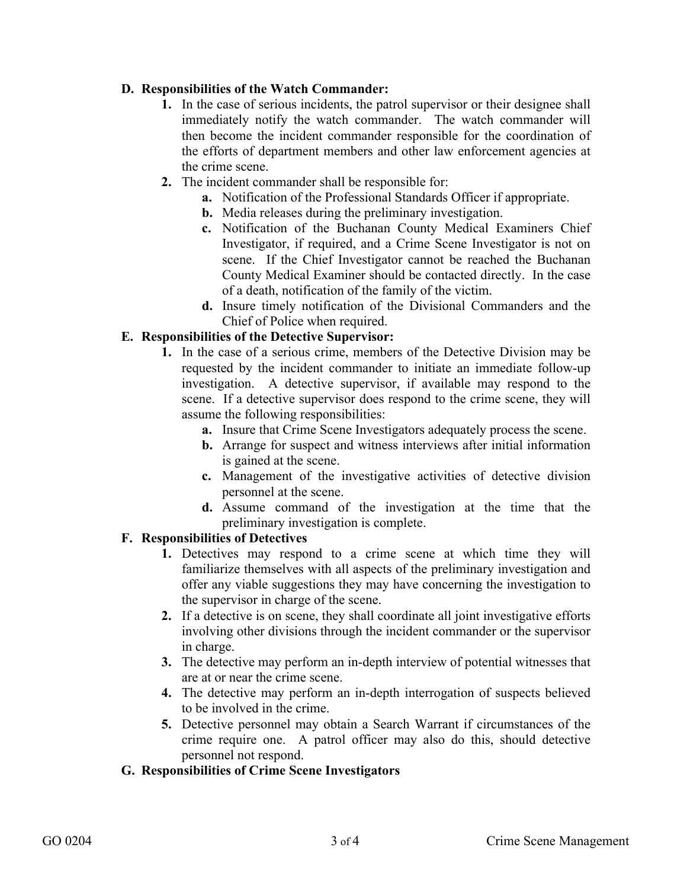**D. Responsibilities of the Watch Commander:**

1. In the case of serious incidents, the patrol supervisor or their designee shall immediately notify the watch commander. The watch commander will then become the incident commander responsible for the coordination of the efforts of department members and other law enforcement agencies at the crime scene.
2. The incident commander shall be responsible for:
   - **a.** Notification of the Professional Standards Officer if appropriate.
   - **b.** Media releases during the preliminary investigation.
   - **c.** Notification of the Buchanan County Medical Examiners Chief Investigator, if required, and a Crime Scene Investigator is not on scene. If the Chief Investigator cannot be reached the Buchanan County Medical Examiner should be contacted directly. In the case of a death, notification of the family of the victim.
   - **d.** Insure timely notification of the Divisional Commanders and the Chief of Police when required.

**E. Responsibilities of the Detective Supervisor:**

1. In the case of a serious crime, members of the Detective Division may be requested by the incident commander to initiate an immediate follow-up investigation. A detective supervisor, if available may respond to the scene. If a detective supervisor does respond to the crime scene, they will assume the following responsibilities:
   - **a.** Insure that Crime Scene Investigators adequately process the scene.
   - **b.** Arrange for suspect and witness interviews after initial information is gained at the scene.
   - **c.** Management of the investigative activities of detective division personnel at the scene.
   - **d.** Assume command of the investigation at the time that the preliminary investigation is complete.

**F. Responsibilities of Detectives**

1. Detectives may respond to a crime scene at which time they will familiarize themselves with all aspects of the preliminary investigation and offer any viable suggestions they may have concerning the investigation to the supervisor in charge of the scene.
2. If a detective is on scene, they shall coordinate all joint investigative efforts involving other divisions through the incident commander or the supervisor in charge.
3. The detective may perform an in-depth interview of potential witnesses that are at or near the crime scene.
4. The detective may perform an in-depth interrogation of suspects believed to be involved in the crime.
5. Detective personnel may obtain a Search Warrant if circumstances of the crime require one. A patrol officer may also do this, should detective personnel not respond.

**G. Responsibilities of Crime Scene Investigators**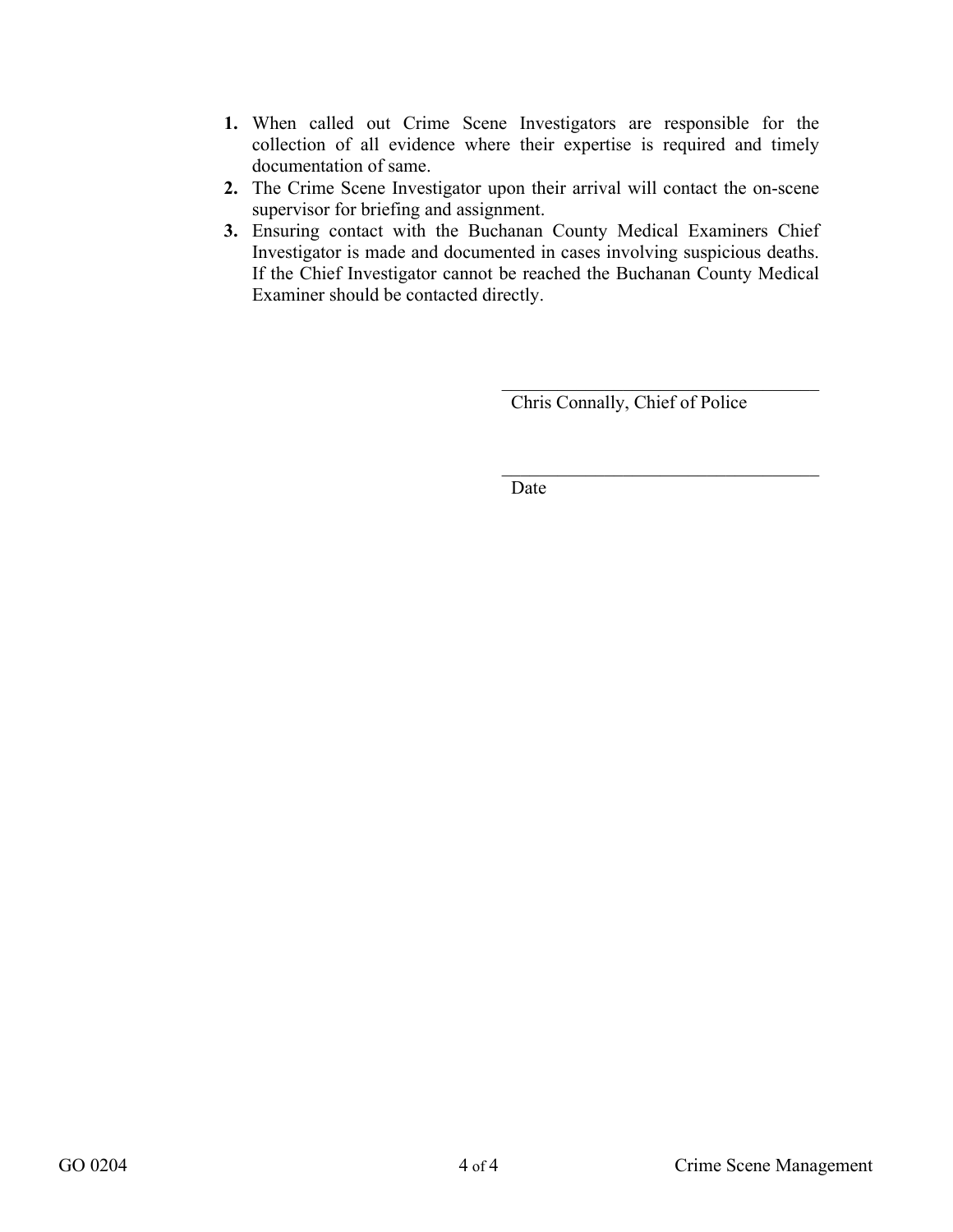1. When called out Crime Scene Investigators are responsible for the collection of all evidence where their expertise is required and timely documentation of same.
2. The Crime Scene Investigator upon their arrival will contact the on-scene supervisor for briefing and assignment.
3. Ensuring contact with the Buchanan County Medical Examiners Chief Investigator is made and documented in cases involving suspicious deaths. If the Chief Investigator cannot be reached the Buchanan County Medical Examiner should be contacted directly.

\_\_\_\_\_\_\_\_\_\_\_\_\_\_\_\_\_\_\_\_\_\_\_\_\_\_\_\_\_\_\_\_\_\_\_

Chris Connally, Chief of Police

\_\_\_\_\_\_\_\_\_\_\_\_\_\_\_\_\_\_\_\_\_\_\_\_\_\_\_\_\_\_\_\_\_\_\_

Date